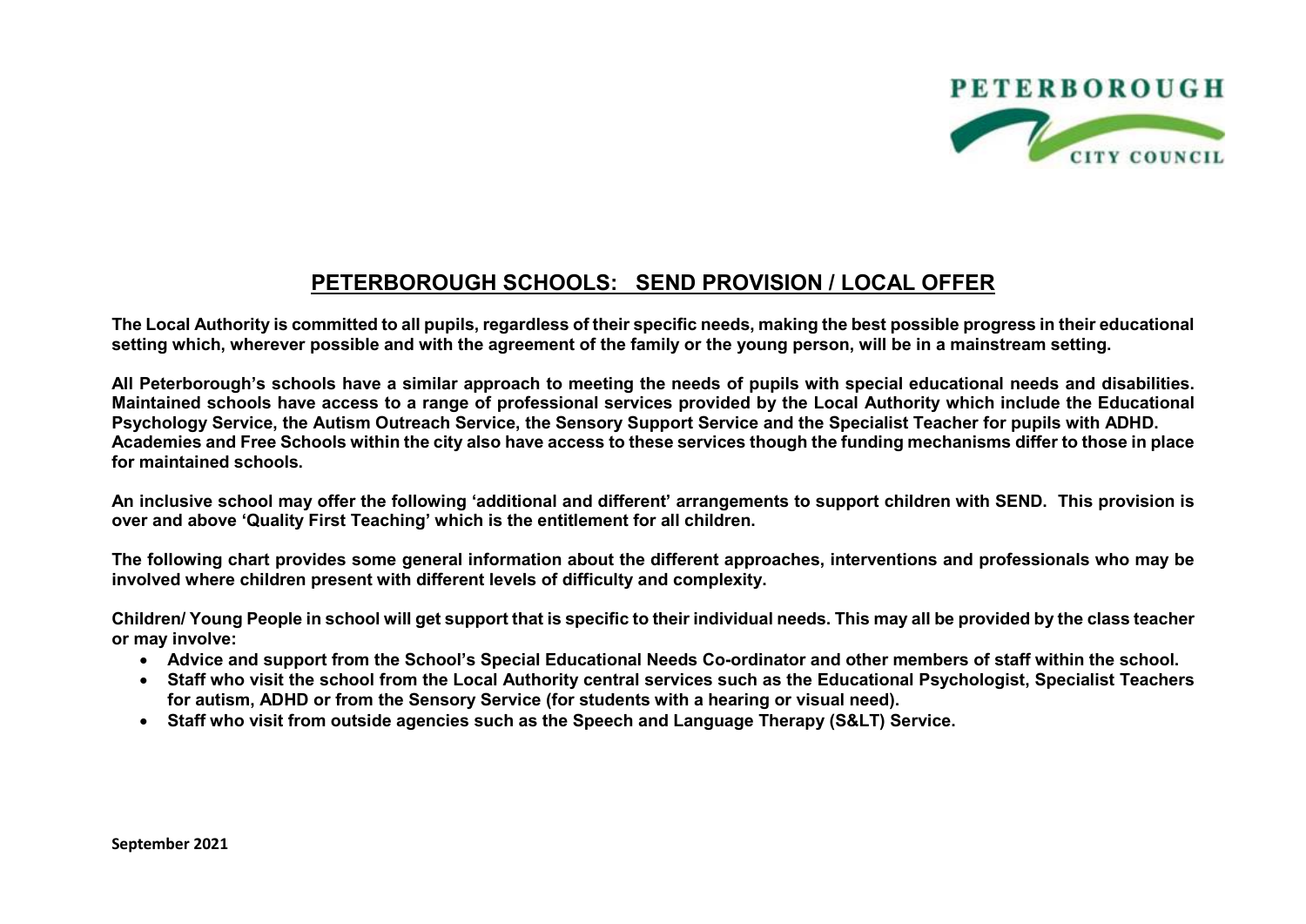PETERBOROUGH CITY COUNCIL

# PETERBOROUGH SCHOOLS: SEND PROVISION / LOCAL OFFER

**The Local Authority is committed to all pupils, regardless of their specific needs, making the best possible progress in their educational setting which, wherever possible and with the agreement of the family or the young person, will be in a mainstream setting.**

**All Peterborough's schools have a similar approach to meeting the needs of pupils with special educational needs and disabilities. Maintained schools have access to a range of professional services provided by the Local Authority which include the Educational Psychology Service, the Autism Outreach Service, the Sensory Support Service and the Specialist Teacher for pupils with ADHD. Academies and Free Schools within the city also have access to these services though the funding mechanisms differ to those in place for maintained schools.**

**An inclusive school may offer the following 'additional and different' arrangements to support children with SEND. This provision is over and above 'Quality First Teaching' which is the entitlement for all children.**

**The following chart provides some general information about the different approaches, interventions and professionals who may be involved where children present with different levels of difficulty and complexity.**

**Children/ Young People in school will get support that is specific to their individual needs. This may all be provided by the class teacher or may involve:**

- **Advice and support from the School's Special Educational Needs Co-ordinator and other members of staff within the school.**
- **Staff who visit the school from the Local Authority central services such as the Educational Psychologist, Specialist Teachers for autism, ADHD or from the Sensory Service (for students with a hearing or visual need).**
- **Staff who visit from outside agencies such as the Speech and Language Therapy (S&LT) Service.**

**September 2021**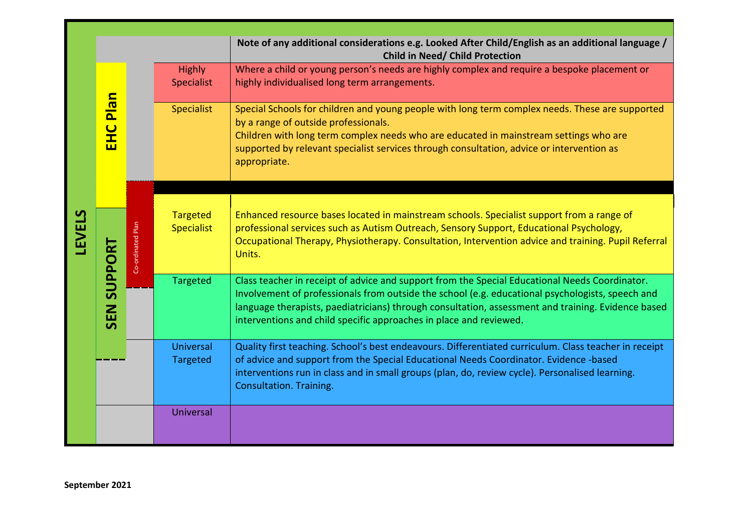| LEVELS | | | | Note of any additional considerations e.g. Looked After Child/English as an additional language / Child in Need/ Child Protection |
|---|---|---|---|---|
| | EHC Plan | | Highly Specialist | Where a child or young person's needs are highly complex and require a bespoke placement or highly individualised long term arrangements. |
| | | | Specialist | Special Schools for children and young people with long term complex needs. These are supported by a range of outside professionals.<br>Children with long term complex needs who are educated in mainstream settings who are supported by relevant specialist services through consultation, advice or intervention as appropriate. |
| | SEN SUPPORT | Co-ordinated Plan | Targeted Specialist | Enhanced resource bases located in mainstream schools. Specialist support from a range of professional services such as Autism Outreach, Sensory Support, Educational Psychology, Occupational Therapy, Physiotherapy. Consultation, Intervention advice and training. Pupil Referral Units. |
| | | | Targeted | Class teacher in receipt of advice and support from the Special Educational Needs Coordinator. Involvement of professionals from outside the school (e.g. educational psychologists, speech and language therapists, paediatricians) through consultation, assessment and training. Evidence based interventions and child specific approaches in place and reviewed. |
| | | | Universal Targeted | Quality first teaching. School's best endeavours. Differentiated curriculum. Class teacher in receipt of advice and support from the Special Educational Needs Coordinator. Evidence -based interventions run in class and in small groups (plan, do, review cycle). Personalised learning. Consultation. Training. |
| | | | Universal | |

**September 2021**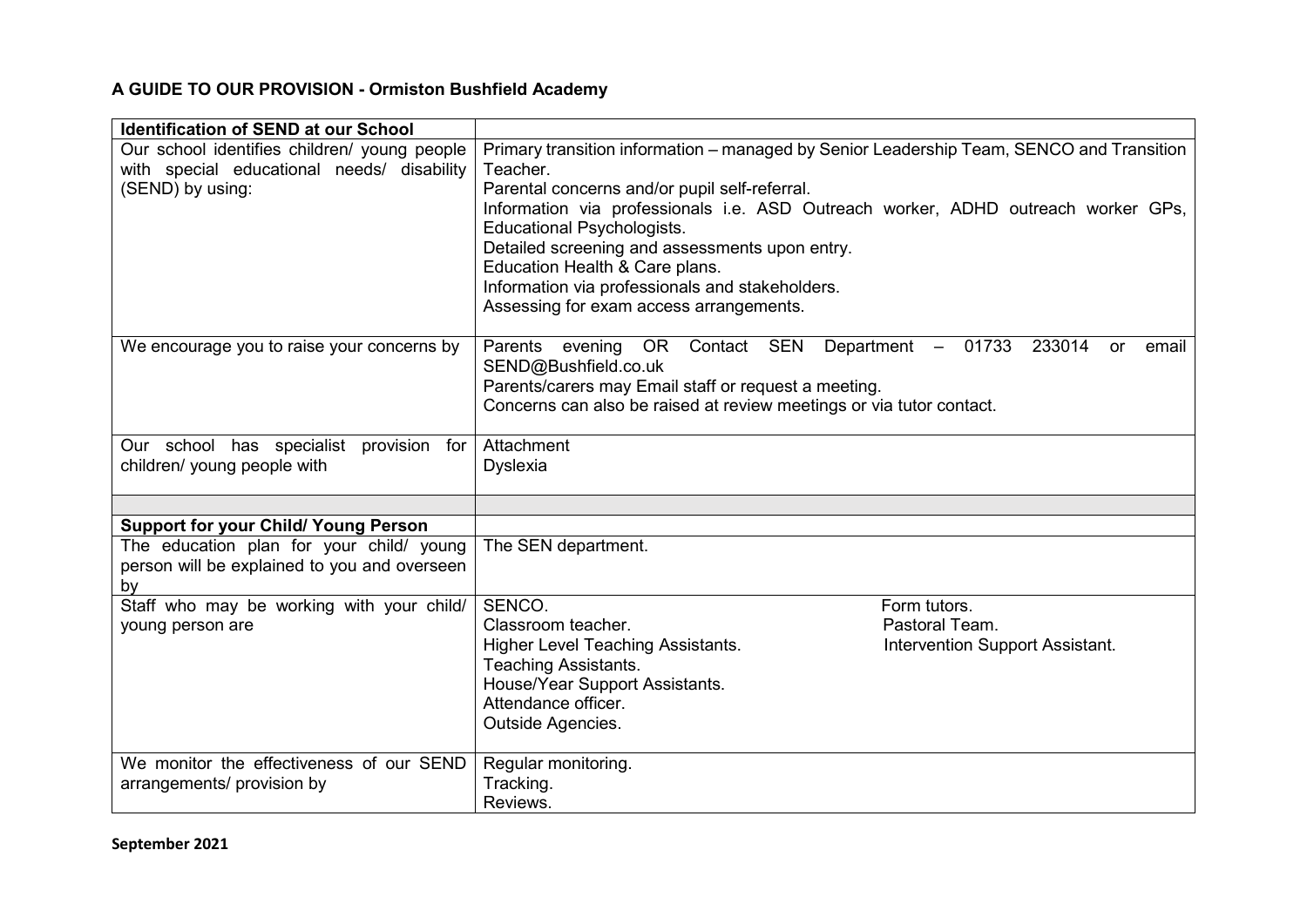# A GUIDE TO OUR PROVISION - Ormiston Bushfield Academy

| **Identification of SEND at our School** | |
|---|---|
| Our school identifies children/ young people with special educational needs/ disability (SEND) by using: | Primary transition information – managed by Senior Leadership Team, SENCO and Transition Teacher.<br>Parental concerns and/or pupil self-referral.<br>Information via professionals i.e. ASD Outreach worker, ADHD outreach worker GPs, Educational Psychologists.<br>Detailed screening and assessments upon entry.<br>Education Health & Care plans.<br>Information via professionals and stakeholders.<br>Assessing for exam access arrangements. |
| We encourage you to raise your concerns by | Parents evening OR Contact SEN Department – 01733 233014 or email SEND@Bushfield.co.uk<br>Parents/carers may Email staff or request a meeting.<br>Concerns can also be raised at review meetings or via tutor contact. |
| Our school has specialist provision for children/ young people with | Attachment<br>Dyslexia |
| | |
| **Support for your Child/ Young Person** | |
| The education plan for your child/ young person will be explained to you and overseen by | The SEN department. |
| Staff who may be working with your child/ young person are | SENCO.<br>Classroom teacher.<br>Higher Level Teaching Assistants.<br>Teaching Assistants.<br>House/Year Support Assistants.<br>Attendance officer.<br>Outside Agencies.<br>Form tutors.<br>Pastoral Team.<br>Intervention Support Assistant. |
| We monitor the effectiveness of our SEND arrangements/ provision by | Regular monitoring.<br>Tracking.<br>Reviews. |

**September 2021**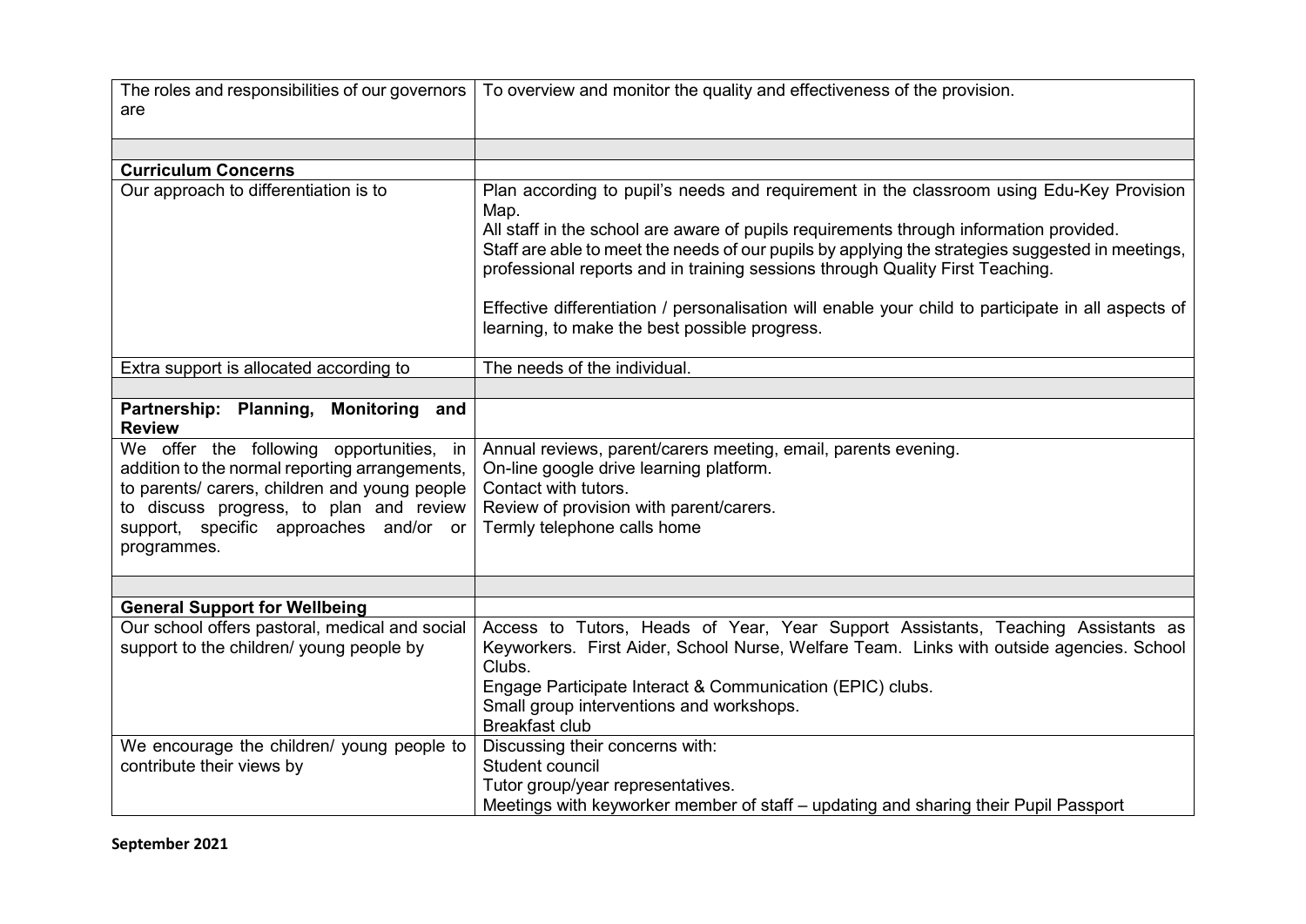| | |
|---|---|
| The roles and responsibilities of our governors are | To overview and monitor the quality and effectiveness of the provision. |
| | |
| **Curriculum Concerns** | |
| Our approach to differentiation is to | Plan according to pupil's needs and requirement in the classroom using Edu-Key Provision Map.<br>All staff in the school are aware of pupils requirements through information provided.<br>Staff are able to meet the needs of our pupils by applying the strategies suggested in meetings, professional reports and in training sessions through Quality First Teaching.<br><br>Effective differentiation / personalisation will enable your child to participate in all aspects of learning, to make the best possible progress. |
| Extra support is allocated according to | The needs of the individual. |
| | |
| **Partnership: Planning, Monitoring and Review** | |
| We offer the following opportunities, in addition to the normal reporting arrangements, to parents/ carers, children and young people to discuss progress, to plan and review support, specific approaches and/or or programmes. | Annual reviews, parent/carers meeting, email, parents evening.<br>On-line google drive learning platform.<br>Contact with tutors.<br>Review of provision with parent/carers.<br>Termly telephone calls home |
| | |
| **General Support for Wellbeing** | |
| Our school offers pastoral, medical and social support to the children/ young people by | Access to Tutors, Heads of Year, Year Support Assistants, Teaching Assistants as Keyworkers. First Aider, School Nurse, Welfare Team. Links with outside agencies. School Clubs.<br>Engage Participate Interact & Communication (EPIC) clubs.<br>Small group interventions and workshops.<br>Breakfast club |
| We encourage the children/ young people to contribute their views by | Discussing their concerns with:<br>Student council<br>Tutor group/year representatives.<br>Meetings with keyworker member of staff – updating and sharing their Pupil Passport |

**September 2021**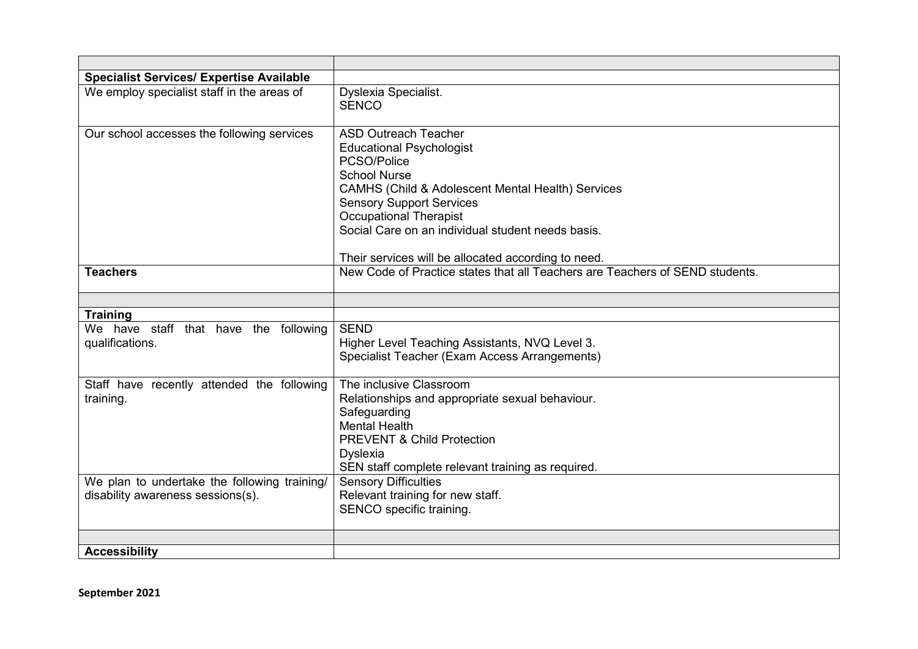| | |
|---|---|
| **Specialist Services/ Expertise Available** | |
| We employ specialist staff in the areas of | Dyslexia Specialist.<br>SENCO |
| Our school accesses the following services | ASD Outreach Teacher<br>Educational Psychologist<br>PCSO/Police<br>School Nurse<br>CAMHS (Child & Adolescent Mental Health) Services<br>Sensory Support Services<br>Occupational Therapist<br>Social Care on an individual student needs basis.<br><br>Their services will be allocated according to need. |
| **Teachers** | New Code of Practice states that all Teachers are Teachers of SEND students. |
| | |
| **Training** | |
| We have staff that have the following qualifications. | SEND<br>Higher Level Teaching Assistants, NVQ Level 3.<br>Specialist Teacher (Exam Access Arrangements) |
| Staff have recently attended the following training. | The inclusive Classroom<br>Relationships and appropriate sexual behaviour.<br>Safeguarding<br>Mental Health<br>PREVENT & Child Protection<br>Dyslexia<br>SEN staff complete relevant training as required. |
| We plan to undertake the following training/ disability awareness sessions(s). | Sensory Difficulties<br>Relevant training for new staff.<br>SENCO specific training. |
| | |
| **Accessibility** | |

**September 2021**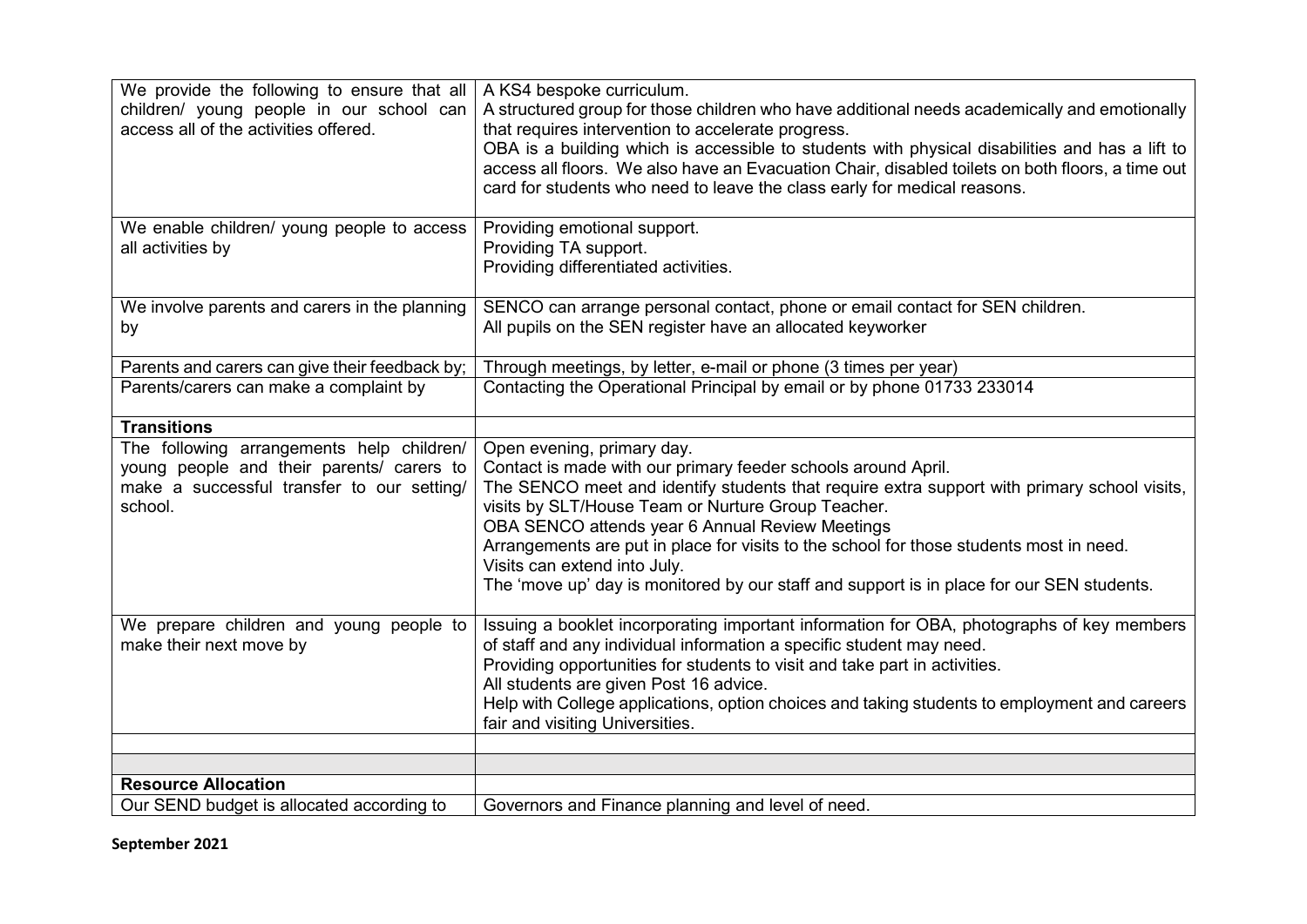| | |
|---|---|
| We provide the following to ensure that all children/ young people in our school can access all of the activities offered. | A KS4 bespoke curriculum.<br>A structured group for those children who have additional needs academically and emotionally that requires intervention to accelerate progress.<br>OBA is a building which is accessible to students with physical disabilities and has a lift to access all floors. We also have an Evacuation Chair, disabled toilets on both floors, a time out card for students who need to leave the class early for medical reasons. |
| We enable children/ young people to access all activities by | Providing emotional support.<br>Providing TA support.<br>Providing differentiated activities. |
| We involve parents and carers in the planning by | SENCO can arrange personal contact, phone or email contact for SEN children.<br>All pupils on the SEN register have an allocated keyworker |
| Parents and carers can give their feedback by; | Through meetings, by letter, e-mail or phone (3 times per year) |
| Parents/carers can make a complaint by | Contacting the Operational Principal by email or by phone 01733 233014 |
| **Transitions** | |
| The following arrangements help children/ young people and their parents/ carers to make a successful transfer to our setting/ school. | Open evening, primary day.<br>Contact is made with our primary feeder schools around April.<br>The SENCO meet and identify students that require extra support with primary school visits, visits by SLT/House Team or Nurture Group Teacher.<br>OBA SENCO attends year 6 Annual Review Meetings<br>Arrangements are put in place for visits to the school for those students most in need.<br>Visits can extend into July.<br>The 'move up' day is monitored by our staff and support is in place for our SEN students. |
| We prepare children and young people to make their next move by | Issuing a booklet incorporating important information for OBA, photographs of key members of staff and any individual information a specific student may need.<br>Providing opportunities for students to visit and take part in activities.<br>All students are given Post 16 advice.<br>Help with College applications, option choices and taking students to employment and careers fair and visiting Universities. |
| | |
| | |
| **Resource Allocation** | |
| Our SEND budget is allocated according to | Governors and Finance planning and level of need. |

**September 2021**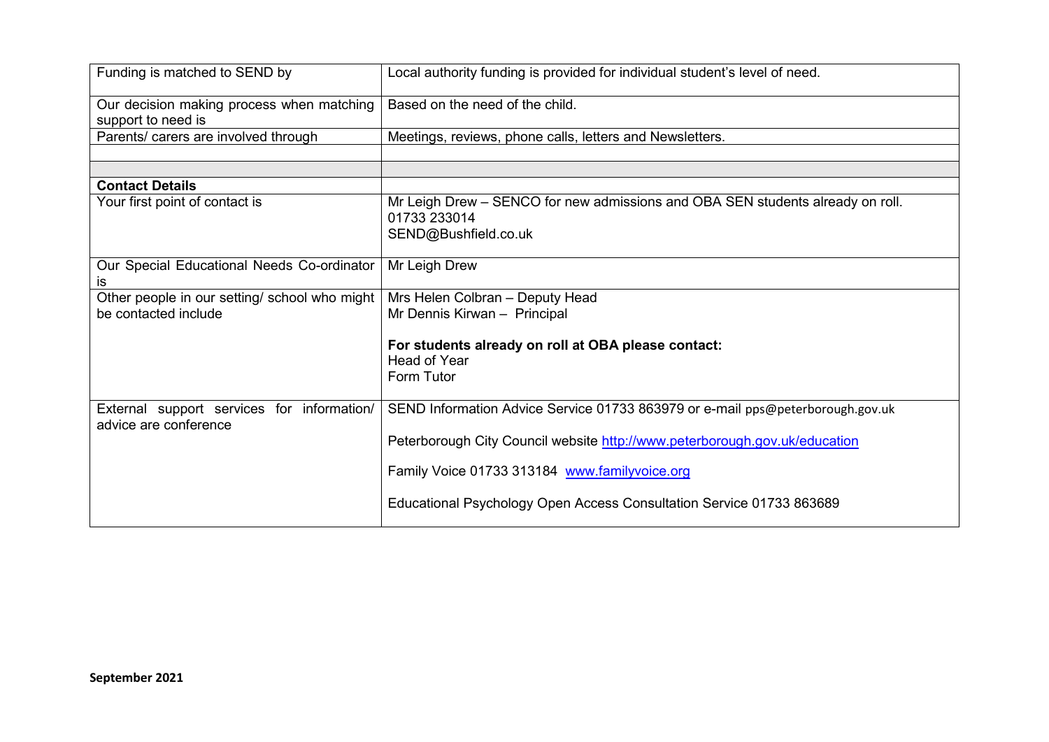| | |
|---|---|
| Funding is matched to SEND by | Local authority funding is provided for individual student's level of need. |
| Our decision making process when matching support to need is | Based on the need of the child. |
| Parents/ carers are involved through | Meetings, reviews, phone calls, letters and Newsletters. |
| | |
| | |
| **Contact Details** | |
| Your first point of contact is | Mr Leigh Drew – SENCO for new admissions and OBA SEN students already on roll.<br>01733 233014<br>SEND@Bushfield.co.uk |
| Our Special Educational Needs Co-ordinator is | Mr Leigh Drew |
| Other people in our setting/ school who might be contacted include | Mrs Helen Colbran – Deputy Head<br>Mr Dennis Kirwan – Principal<br><br>**For students already on roll at OBA please contact:**<br>Head of Year<br>Form Tutor |
| External support services for information/ advice are conference | SEND Information Advice Service 01733 863979 or e-mail pps@peterborough.gov.uk<br><br>Peterborough City Council website http://www.peterborough.gov.uk/education<br><br>Family Voice 01733 313184 www.familyvoice.org<br><br>Educational Psychology Open Access Consultation Service 01733 863689 |

**September 2021**